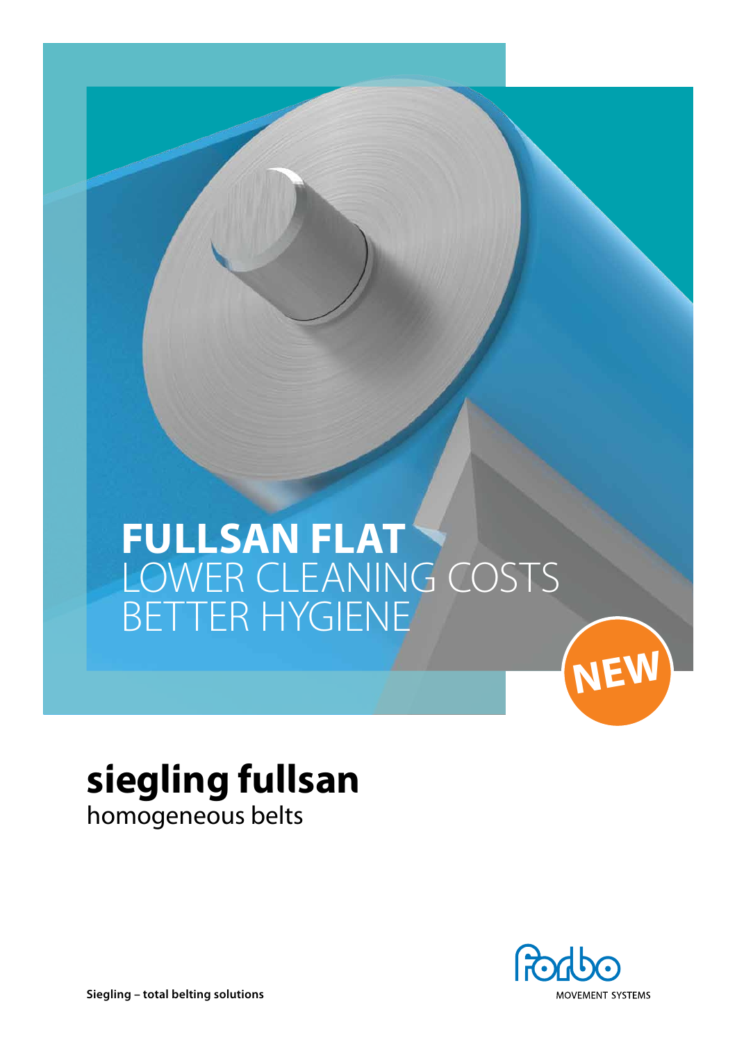# FULLSAN FLAT

LOWER CLEANING COSTS
BETTER HYGIENE

NEW

## siegling fullsan

homogeneous belts

Siegling – total belting solutions

MOVEMENT SYSTEMS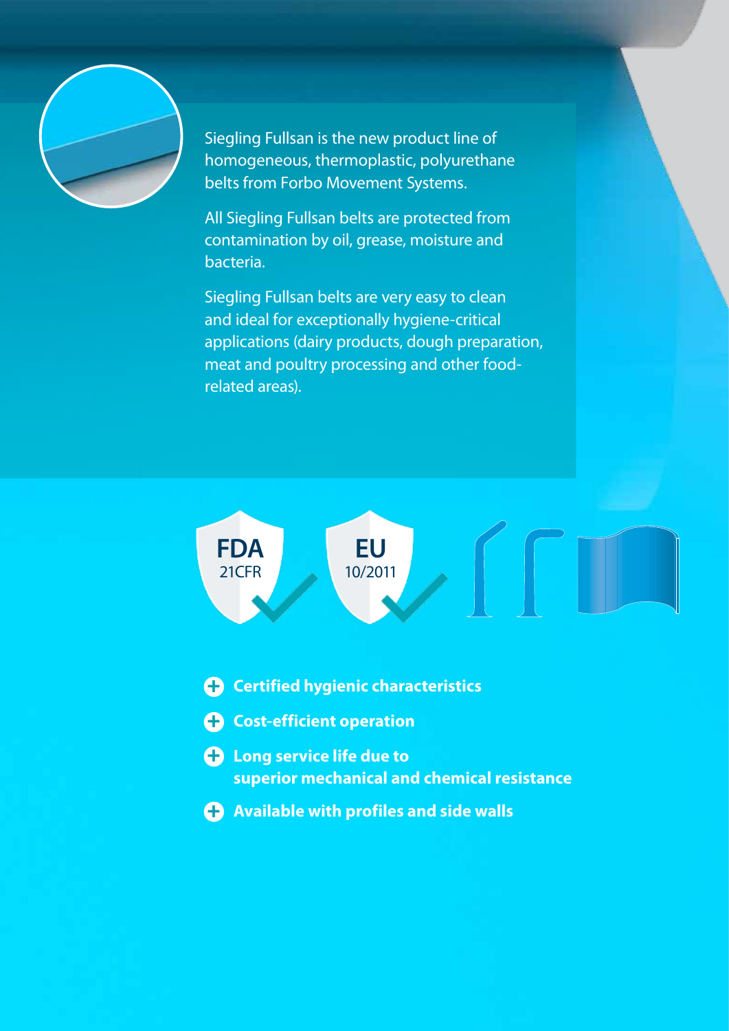Siegling Fullsan is the new product line of homogeneous, thermoplastic, polyurethane belts from Forbo Movement Systems.

All Siegling Fullsan belts are protected from contamination by oil, grease, moisture and bacteria.

Siegling Fullsan belts are very easy to clean and ideal for exceptionally hygiene-critical applications (dairy products, dough preparation, meat and poultry processing and other food-related areas).

**FDA** 21CFR

**EU** 10/2011

- **Certified hygienic characteristics**
- **Cost-efficient operation**
- **Long service life due to superior mechanical and chemical resistance**
- **Available with profiles and side walls**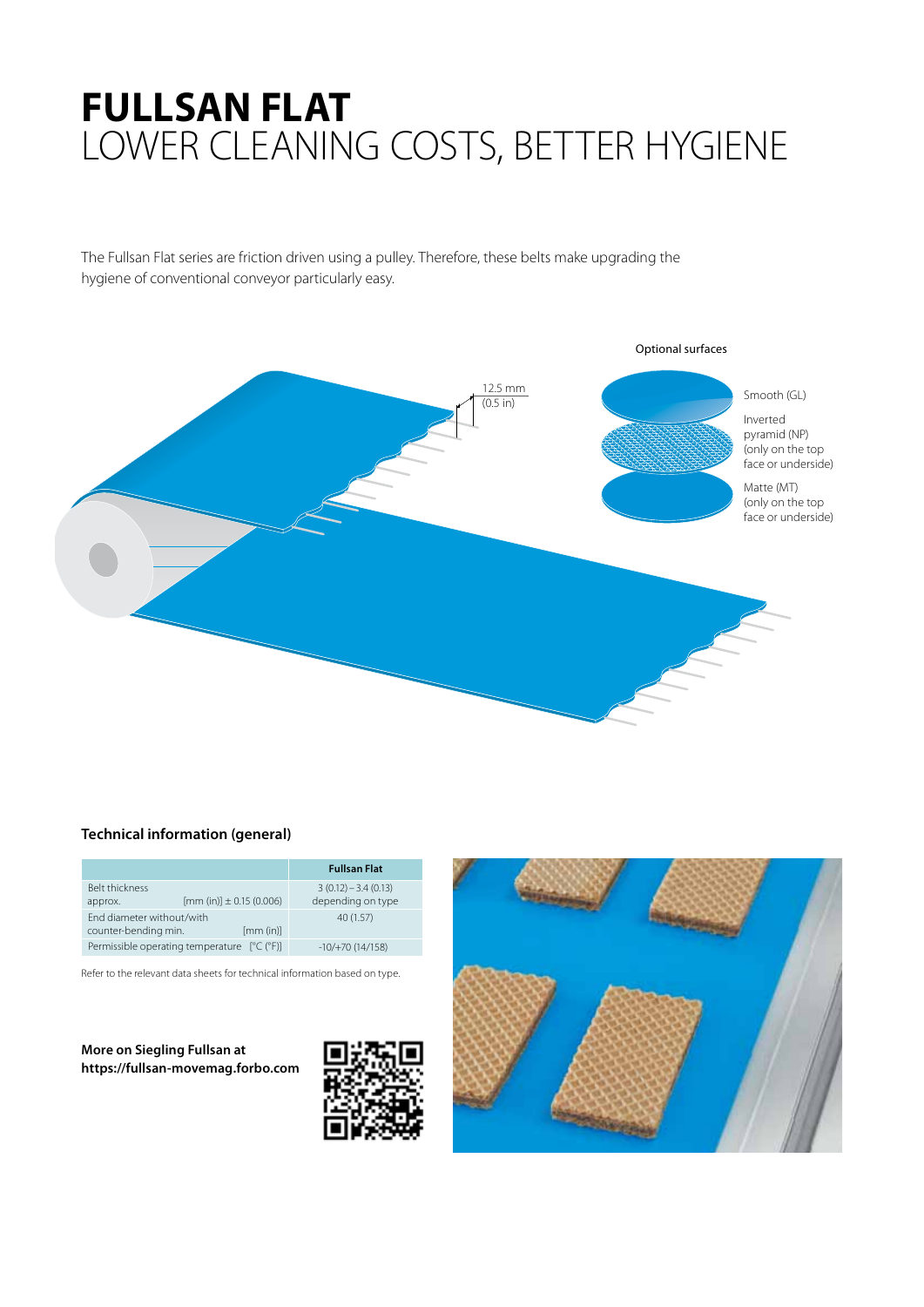# FULLSAN FLAT
LOWER CLEANING COSTS, BETTER HYGIENE

The Fullsan Flat series are friction driven using a pulley. Therefore, these belts make upgrading the hygiene of conventional conveyor particularly easy.

12.5 mm (0.5 in)

Optional surfaces

- Smooth (GL)
- Inverted pyramid (NP) (only on the top face or underside)
- Matte (MT) (only on the top face or underside)

## Technical information (general)

| | Fullsan Flat |
|---|---|
| Belt thickness approx. [mm (in)] ± 0.15 (0.006) | 3 (0.12) – 3.4 (0.13) depending on type |
| End diameter without/with counter-bending min. [mm (in)] | 40 (1.57) |
| Permissible operating temperature [°C (°F)] | -10/+70 (14/158) |

Refer to the relevant data sheets for technical information based on type.

**More on Siegling Fullsan at https://fullsan-movemag.forbo.com**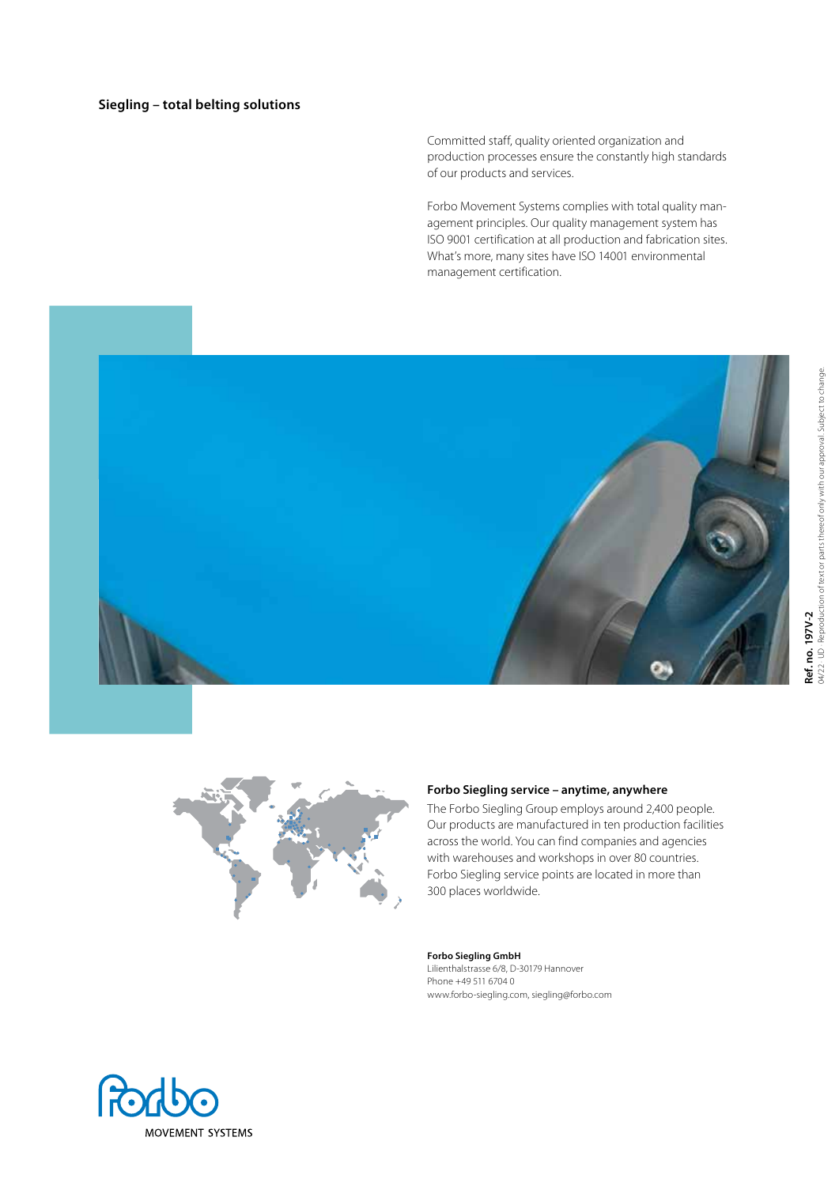**Siegling – total belting solutions**

Committed staff, quality oriented organization and production processes ensure the constantly high standards of our products and services.

Forbo Movement Systems complies with total quality management principles. Our quality management system has ISO 9001 certification at all production and fabrication sites. What's more, many sites have ISO 14001 environmental management certification.

**Forbo Siegling service – anytime, anywhere**

The Forbo Siegling Group employs around 2,400 people. Our products are manufactured in ten production facilities across the world. You can find companies and agencies with warehouses and workshops in over 80 countries. Forbo Siegling service points are located in more than 300 places worldwide.

**Forbo Siegling GmbH**
Lilienthalstrasse 6/8, D-30179 Hannover
Phone +49 511 6704 0
www.forbo-siegling.com, siegling@forbo.com

**Ref. no. 197V-2**
04/22 · UD · Reproduction of text or parts thereof only with our approval. Subject to change.

forbo
MOVEMENT SYSTEMS